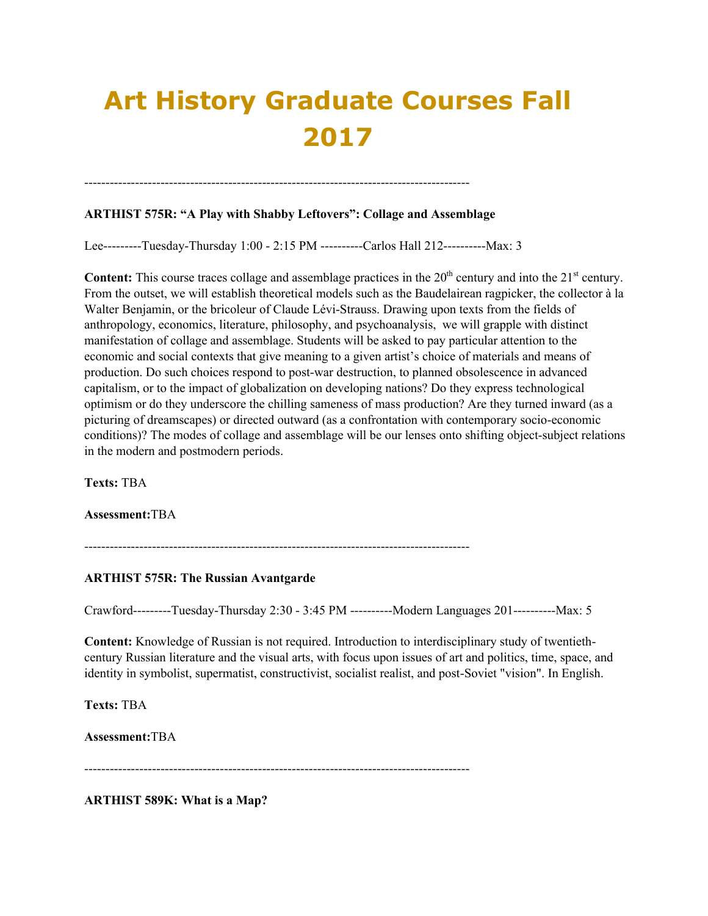# Art History Graduate Courses Fall 2017

---

**ARTHIST 575R: "A Play with Shabby Leftovers": Collage and Assemblage**

Lee---------Tuesday-Thursday 1:00 - 2:15 PM ----------Carlos Hall 212----------Max: 3

**Content:** This course traces collage and assemblage practices in the 20th century and into the 21st century. From the outset, we will establish theoretical models such as the Baudelairean ragpicker, the collector à la Walter Benjamin, or the bricoleur of Claude Lévi-Strauss. Drawing upon texts from the fields of anthropology, economics, literature, philosophy, and psychoanalysis, we will grapple with distinct manifestation of collage and assemblage. Students will be asked to pay particular attention to the economic and social contexts that give meaning to a given artist's choice of materials and means of production. Do such choices respond to post-war destruction, to planned obsolescence in advanced capitalism, or to the impact of globalization on developing nations? Do they express technological optimism or do they underscore the chilling sameness of mass production? Are they turned inward (as a picturing of dreamscapes) or directed outward (as a confrontation with contemporary socio-economic conditions)? The modes of collage and assemblage will be our lenses onto shifting object-subject relations in the modern and postmodern periods.

**Texts:** TBA

**Assessment:**TBA

---

**ARTHIST 575R: The Russian Avantgarde**

Crawford---------Tuesday-Thursday 2:30 - 3:45 PM ----------Modern Languages 201----------Max: 5

**Content:** Knowledge of Russian is not required. Introduction to interdisciplinary study of twentieth-century Russian literature and the visual arts, with focus upon issues of art and politics, time, space, and identity in symbolist, supermatist, constructivist, socialist realist, and post-Soviet "vision". In English.

**Texts:** TBA

**Assessment:**TBA

---

**ARTHIST 589K: What is a Map?**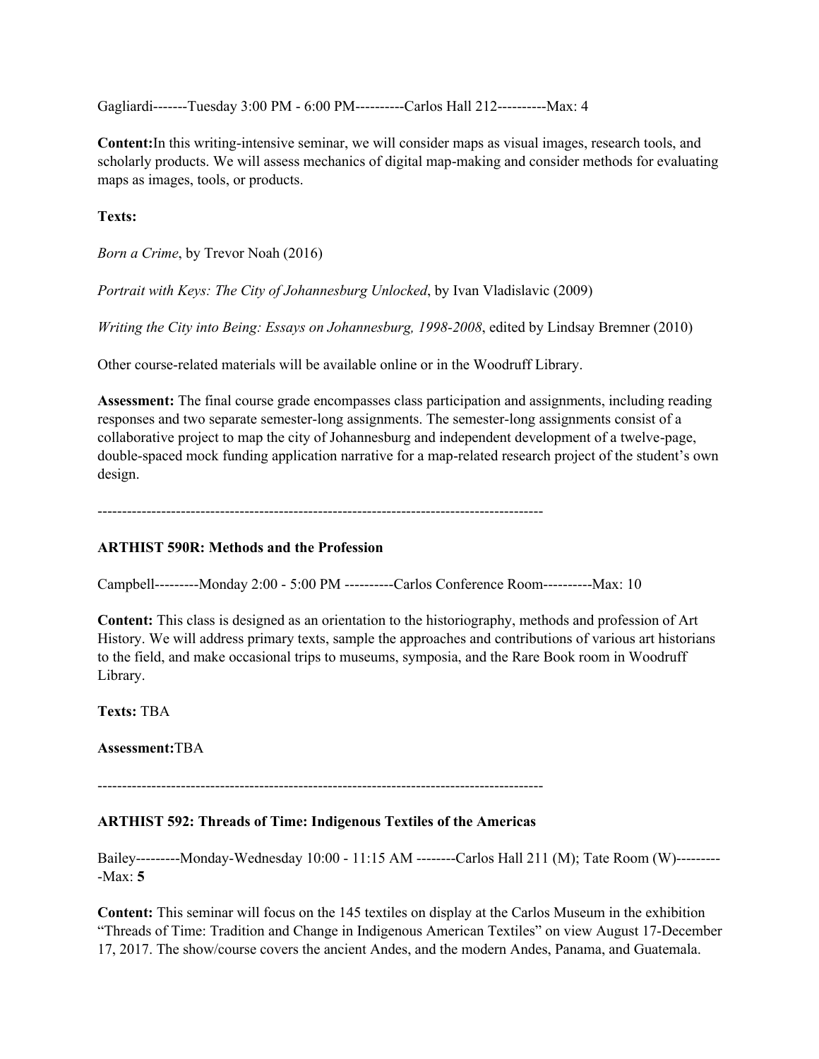Gagliardi-------Tuesday 3:00 PM - 6:00 PM----------Carlos Hall 212----------Max: 4

**Content:**In this writing-intensive seminar, we will consider maps as visual images, research tools, and scholarly products. We will assess mechanics of digital map-making and consider methods for evaluating maps as images, tools, or products.

**Texts:**

*Born a Crime*, by Trevor Noah (2016)

*Portrait with Keys: The City of Johannesburg Unlocked*, by Ivan Vladislavic (2009)

*Writing the City into Being: Essays on Johannesburg, 1998-2008*, edited by Lindsay Bremner (2010)

Other course-related materials will be available online or in the Woodruff Library.

**Assessment:** The final course grade encompasses class participation and assignments, including reading responses and two separate semester-long assignments. The semester-long assignments consist of a collaborative project to map the city of Johannesburg and independent development of a twelve-page, double-spaced mock funding application narrative for a map-related research project of the student's own design.

---

**ARTHIST 590R: Methods and the Profession**

Campbell---------Monday 2:00 - 5:00 PM ----------Carlos Conference Room----------Max: 10

**Content:** This class is designed as an orientation to the historiography, methods and profession of Art History. We will address primary texts, sample the approaches and contributions of various art historians to the field, and make occasional trips to museums, symposia, and the Rare Book room in Woodruff Library.

**Texts:** TBA

**Assessment:**TBA

---

**ARTHIST 592: Threads of Time: Indigenous Textiles of the Americas**

Bailey---------Monday-Wednesday 10:00 - 11:15 AM --------Carlos Hall 211 (M); Tate Room (W)----------Max: **5**

**Content:** This seminar will focus on the 145 textiles on display at the Carlos Museum in the exhibition "Threads of Time: Tradition and Change in Indigenous American Textiles" on view August 17-December 17, 2017. The show/course covers the ancient Andes, and the modern Andes, Panama, and Guatemala.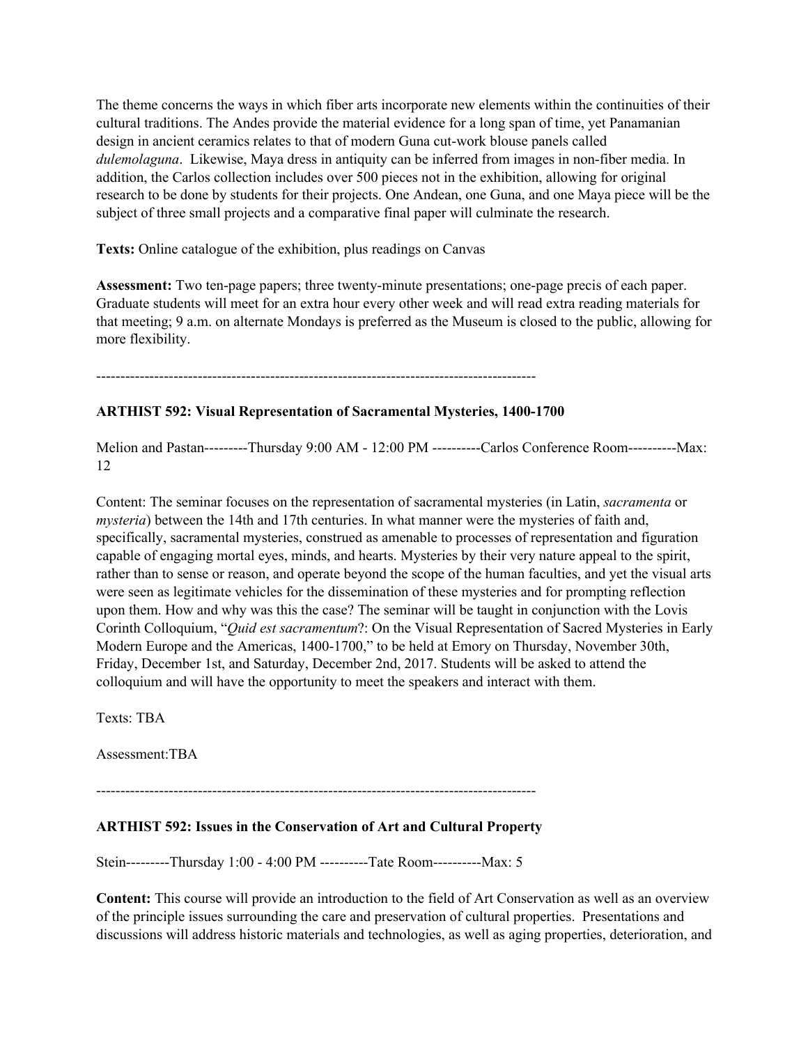The theme concerns the ways in which fiber arts incorporate new elements within the continuities of their cultural traditions. The Andes provide the material evidence for a long span of time, yet Panamanian design in ancient ceramics relates to that of modern Guna cut-work blouse panels called *dulemolaguna*. Likewise, Maya dress in antiquity can be inferred from images in non-fiber media. In addition, the Carlos collection includes over 500 pieces not in the exhibition, allowing for original research to be done by students for their projects. One Andean, one Guna, and one Maya piece will be the subject of three small projects and a comparative final paper will culminate the research.

**Texts:** Online catalogue of the exhibition, plus readings on Canvas

**Assessment:** Two ten-page papers; three twenty-minute presentations; one-page precis of each paper. Graduate students will meet for an extra hour every other week and will read extra reading materials for that meeting; 9 a.m. on alternate Mondays is preferred as the Museum is closed to the public, allowing for more flexibility.

-------------------------------------------------------------------------------------------

**ARTHIST 592: Visual Representation of Sacramental Mysteries, 1400-1700**

Melion and Pastan---------Thursday 9:00 AM - 12:00 PM ----------Carlos Conference Room----------Max: 12

Content: The seminar focuses on the representation of sacramental mysteries (in Latin, *sacramenta* or *mysteria*) between the 14th and 17th centuries. In what manner were the mysteries of faith and, specifically, sacramental mysteries, construed as amenable to processes of representation and figuration capable of engaging mortal eyes, minds, and hearts. Mysteries by their very nature appeal to the spirit, rather than to sense or reason, and operate beyond the scope of the human faculties, and yet the visual arts were seen as legitimate vehicles for the dissemination of these mysteries and for prompting reflection upon them. How and why was this the case? The seminar will be taught in conjunction with the Lovis Corinth Colloquium, "*Quid est sacramentum*?: On the Visual Representation of Sacred Mysteries in Early Modern Europe and the Americas, 1400-1700," to be held at Emory on Thursday, November 30th, Friday, December 1st, and Saturday, December 2nd, 2017. Students will be asked to attend the colloquium and will have the opportunity to meet the speakers and interact with them.

Texts: TBA

Assessment:TBA

-------------------------------------------------------------------------------------------

**ARTHIST 592: Issues in the Conservation of Art and Cultural Property**

Stein---------Thursday 1:00 - 4:00 PM ----------Tate Room----------Max: 5

**Content:** This course will provide an introduction to the field of Art Conservation as well as an overview of the principle issues surrounding the care and preservation of cultural properties. Presentations and discussions will address historic materials and technologies, as well as aging properties, deterioration, and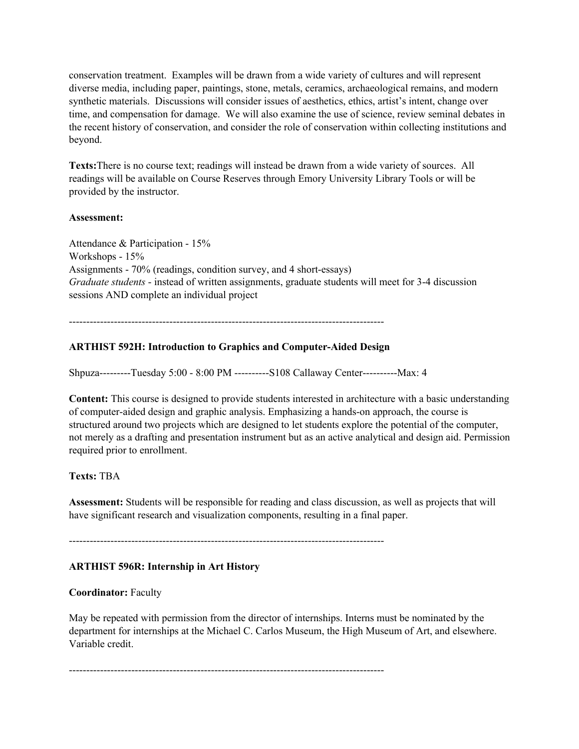conservation treatment. Examples will be drawn from a wide variety of cultures and will represent diverse media, including paper, paintings, stone, metals, ceramics, archaeological remains, and modern synthetic materials. Discussions will consider issues of aesthetics, ethics, artist's intent, change over time, and compensation for damage. We will also examine the use of science, review seminal debates in the recent history of conservation, and consider the role of conservation within collecting institutions and beyond.

**Texts:**There is no course text; readings will instead be drawn from a wide variety of sources. All readings will be available on Course Reserves through Emory University Library Tools or will be provided by the instructor.

**Assessment:**

Attendance & Participation - 15%
Workshops - 15%
Assignments - 70% (readings, condition survey, and 4 short-essays)
*Graduate students* - instead of written assignments, graduate students will meet for 3-4 discussion sessions AND complete an individual project

---

**ARTHIST 592H: Introduction to Graphics and Computer-Aided Design**

Shpuza---------Tuesday 5:00 - 8:00 PM ----------S108 Callaway Center----------Max: 4

**Content:** This course is designed to provide students interested in architecture with a basic understanding of computer-aided design and graphic analysis. Emphasizing a hands-on approach, the course is structured around two projects which are designed to let students explore the potential of the computer, not merely as a drafting and presentation instrument but as an active analytical and design aid. Permission required prior to enrollment.

**Texts:** TBA

**Assessment:** Students will be responsible for reading and class discussion, as well as projects that will have significant research and visualization components, resulting in a final paper.

---

**ARTHIST 596R: Internship in Art History**

**Coordinator:** Faculty

May be repeated with permission from the director of internships. Interns must be nominated by the department for internships at the Michael C. Carlos Museum, the High Museum of Art, and elsewhere. Variable credit.

---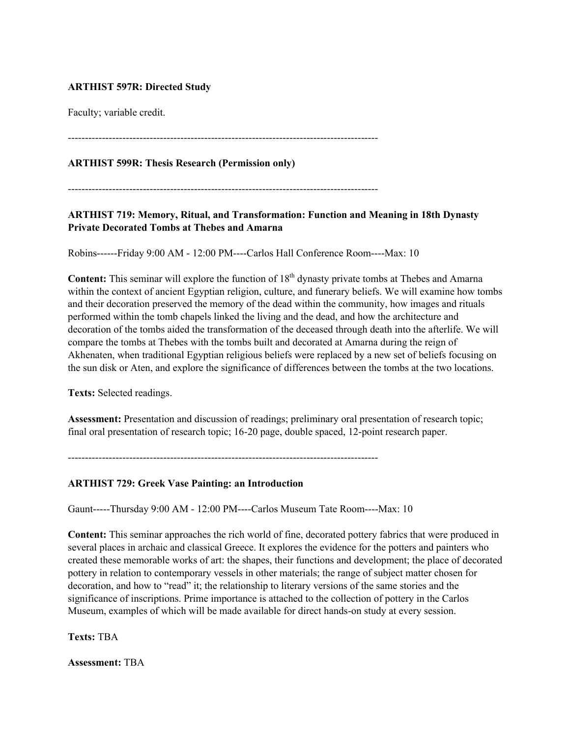**ARTHIST 597R: Directed Study**

Faculty; variable credit.

------------------------------------------------------------------------------------------

**ARTHIST 599R: Thesis Research (Permission only)**

------------------------------------------------------------------------------------------

**ARTHIST 719: Memory, Ritual, and Transformation: Function and Meaning in 18th Dynasty Private Decorated Tombs at Thebes and Amarna**

Robins------Friday 9:00 AM - 12:00 PM----Carlos Hall Conference Room----Max: 10

**Content:** This seminar will explore the function of 18th dynasty private tombs at Thebes and Amarna within the context of ancient Egyptian religion, culture, and funerary beliefs. We will examine how tombs and their decoration preserved the memory of the dead within the community, how images and rituals performed within the tomb chapels linked the living and the dead, and how the architecture and decoration of the tombs aided the transformation of the deceased through death into the afterlife. We will compare the tombs at Thebes with the tombs built and decorated at Amarna during the reign of Akhenaten, when traditional Egyptian religious beliefs were replaced by a new set of beliefs focusing on the sun disk or Aten, and explore the significance of differences between the tombs at the two locations.

**Texts:** Selected readings.

**Assessment:** Presentation and discussion of readings; preliminary oral presentation of research topic; final oral presentation of research topic; 16-20 page, double spaced, 12-point research paper.

------------------------------------------------------------------------------------------

**ARTHIST 729: Greek Vase Painting: an Introduction**

Gaunt-----Thursday 9:00 AM - 12:00 PM----Carlos Museum Tate Room----Max: 10

**Content:** This seminar approaches the rich world of fine, decorated pottery fabrics that were produced in several places in archaic and classical Greece. It explores the evidence for the potters and painters who created these memorable works of art: the shapes, their functions and development; the place of decorated pottery in relation to contemporary vessels in other materials; the range of subject matter chosen for decoration, and how to "read" it; the relationship to literary versions of the same stories and the significance of inscriptions. Prime importance is attached to the collection of pottery in the Carlos Museum, examples of which will be made available for direct hands-on study at every session.

**Texts:** TBA

**Assessment:** TBA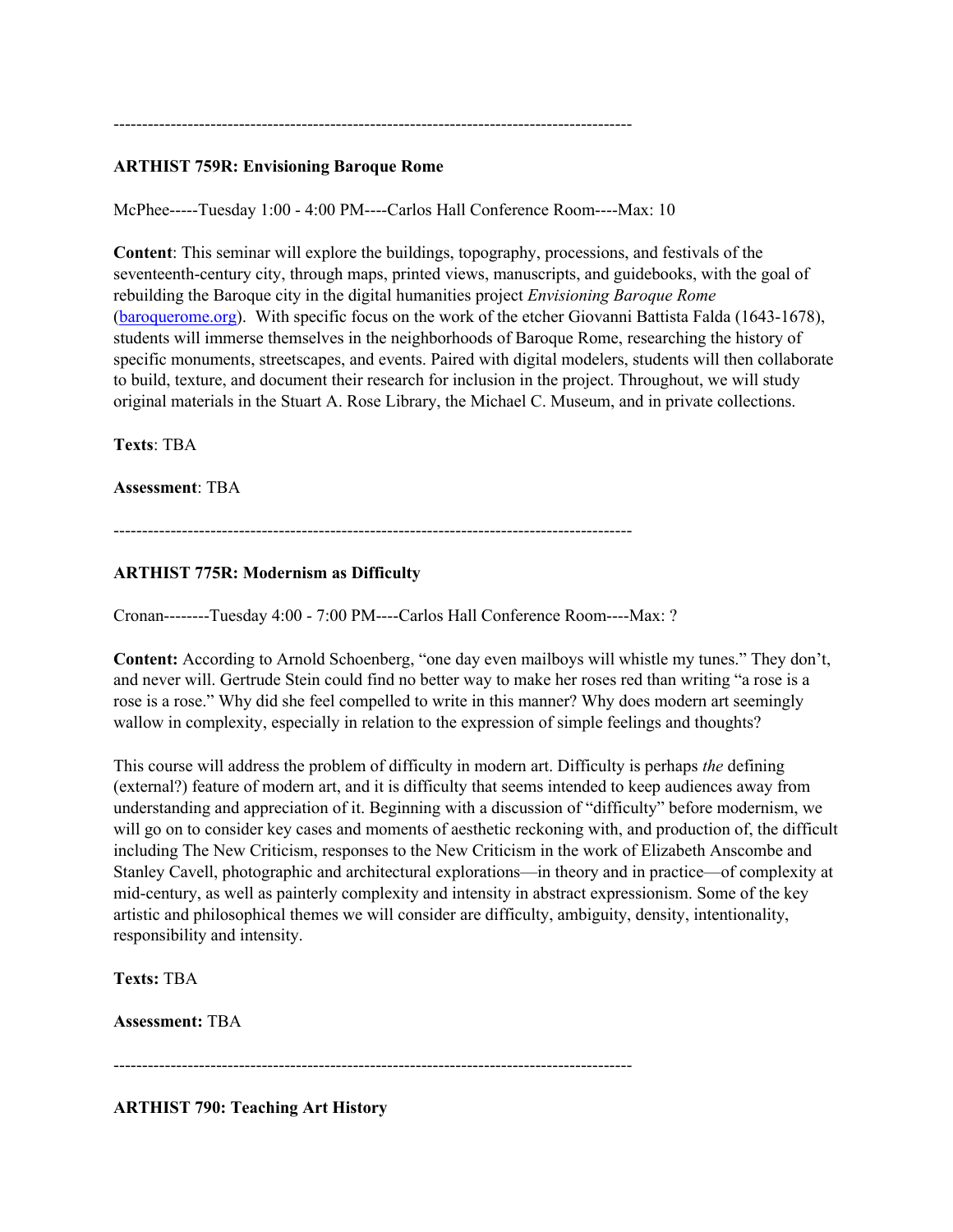---

**ARTHIST 759R: Envisioning Baroque Rome**

McPhee-----Tuesday 1:00 - 4:00 PM----Carlos Hall Conference Room----Max: 10

**Content**: This seminar will explore the buildings, topography, processions, and festivals of the seventeenth-century city, through maps, printed views, manuscripts, and guidebooks, with the goal of rebuilding the Baroque city in the digital humanities project *Envisioning Baroque Rome* (baroquerome.org). With specific focus on the work of the etcher Giovanni Battista Falda (1643-1678), students will immerse themselves in the neighborhoods of Baroque Rome, researching the history of specific monuments, streetscapes, and events. Paired with digital modelers, students will then collaborate to build, texture, and document their research for inclusion in the project. Throughout, we will study original materials in the Stuart A. Rose Library, the Michael C. Museum, and in private collections.

**Texts**: TBA

**Assessment**: TBA

---

**ARTHIST 775R: Modernism as Difficulty**

Cronan--------Tuesday 4:00 - 7:00 PM----Carlos Hall Conference Room----Max: ?

**Content:** According to Arnold Schoenberg, "one day even mailboys will whistle my tunes." They don't, and never will. Gertrude Stein could find no better way to make her roses red than writing "a rose is a rose is a rose." Why did she feel compelled to write in this manner? Why does modern art seemingly wallow in complexity, especially in relation to the expression of simple feelings and thoughts?

This course will address the problem of difficulty in modern art. Difficulty is perhaps *the* defining (external?) feature of modern art, and it is difficulty that seems intended to keep audiences away from understanding and appreciation of it. Beginning with a discussion of "difficulty" before modernism, we will go on to consider key cases and moments of aesthetic reckoning with, and production of, the difficult including The New Criticism, responses to the New Criticism in the work of Elizabeth Anscombe and Stanley Cavell, photographic and architectural explorations—in theory and in practice—of complexity at mid-century, as well as painterly complexity and intensity in abstract expressionism. Some of the key artistic and philosophical themes we will consider are difficulty, ambiguity, density, intentionality, responsibility and intensity.

**Texts:** TBA

**Assessment:** TBA

---

**ARTHIST 790: Teaching Art History**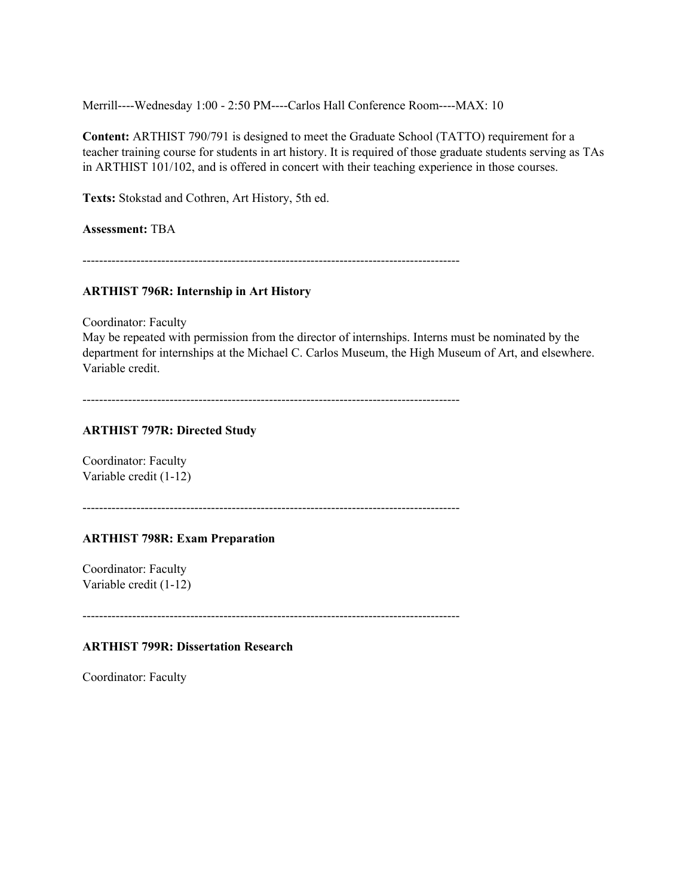Merrill----Wednesday 1:00 - 2:50 PM----Carlos Hall Conference Room----MAX: 10

**Content:** ARTHIST 790/791 is designed to meet the Graduate School (TATTO) requirement for a teacher training course for students in art history. It is required of those graduate students serving as TAs in ARTHIST 101/102, and is offered in concert with their teaching experience in those courses.

**Texts:** Stokstad and Cothren, Art History, 5th ed.

**Assessment:** TBA

---

### ARTHIST 796R: Internship in Art History

Coordinator: Faculty
May be repeated with permission from the director of internships. Interns must be nominated by the department for internships at the Michael C. Carlos Museum, the High Museum of Art, and elsewhere. Variable credit.

---

### ARTHIST 797R: Directed Study

Coordinator: Faculty
Variable credit (1-12)

---

### ARTHIST 798R: Exam Preparation

Coordinator: Faculty
Variable credit (1-12)

---

### ARTHIST 799R: Dissertation Research

Coordinator: Faculty